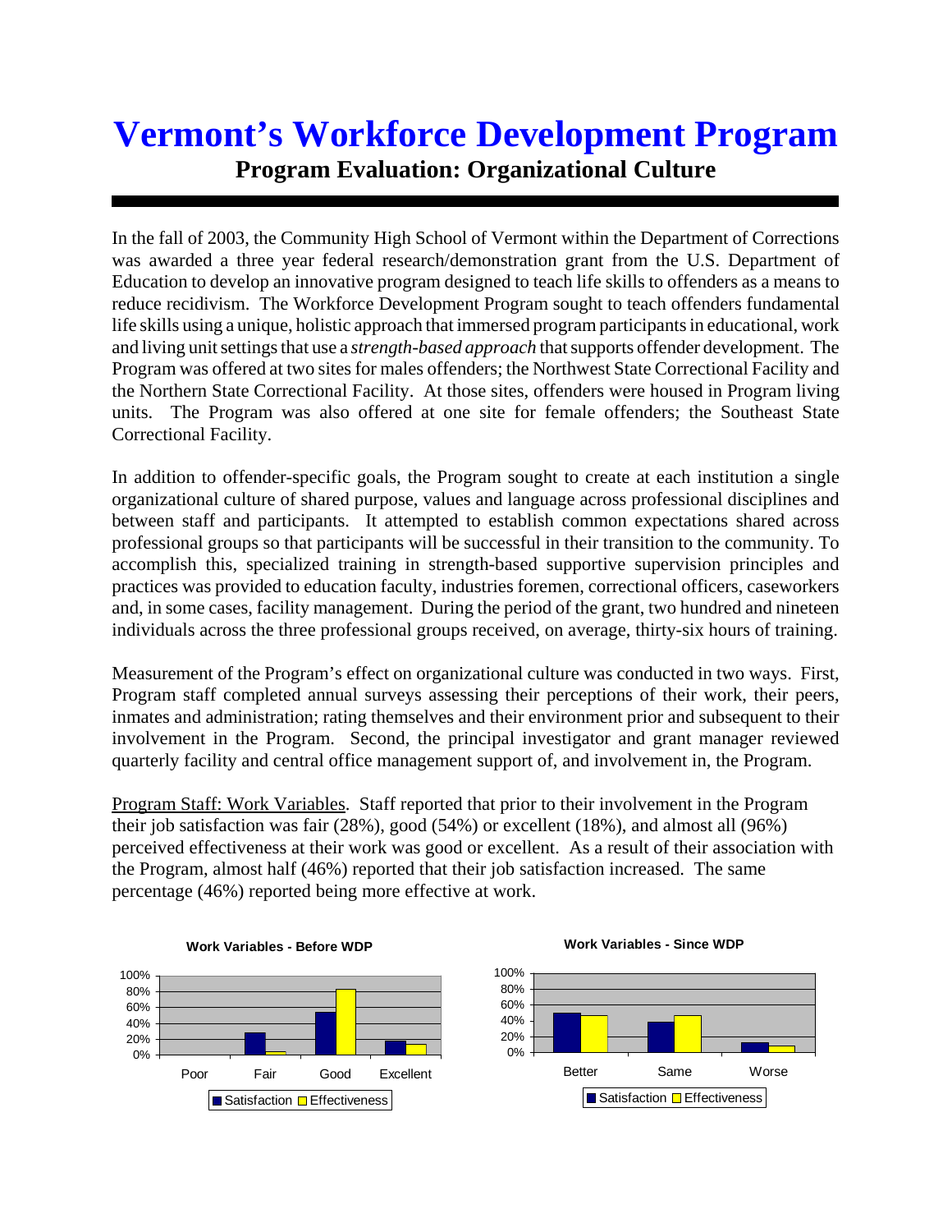# Vermont's Workforce Development Program

## Program Evaluation: Organizational Culture

In the fall of 2003, the Community High School of Vermont within the Department of Corrections was awarded a three year federal research/demonstration grant from the U.S. Department of Education to develop an innovative program designed to teach life skills to offenders as a means to reduce recidivism. The Workforce Development Program sought to teach offenders fundamental life skills using a unique, holistic approach that immersed program participants in educational, work and living unit settings that use a *strength-based approach* that supports offender development. The Program was offered at two sites for males offenders; the Northwest State Correctional Facility and the Northern State Correctional Facility. At those sites, offenders were housed in Program living units. The Program was also offered at one site for female offenders; the Southeast State Correctional Facility.

In addition to offender-specific goals, the Program sought to create at each institution a single organizational culture of shared purpose, values and language across professional disciplines and between staff and participants. It attempted to establish common expectations shared across professional groups so that participants will be successful in their transition to the community. To accomplish this, specialized training in strength-based supportive supervision principles and practices was provided to education faculty, industries foremen, correctional officers, caseworkers and, in some cases, facility management. During the period of the grant, two hundred and nineteen individuals across the three professional groups received, on average, thirty-six hours of training.

Measurement of the Program's effect on organizational culture was conducted in two ways. First, Program staff completed annual surveys assessing their perceptions of their work, their peers, inmates and administration; rating themselves and their environment prior and subsequent to their involvement in the Program. Second, the principal investigator and grant manager reviewed quarterly facility and central office management support of, and involvement in, the Program.

Program Staff: Work Variables. Staff reported that prior to their involvement in the Program their job satisfaction was fair (28%), good (54%) or excellent (18%), and almost all (96%) perceived effectiveness at their work was good or excellent. As a result of their association with the Program, almost half (46%) reported that their job satisfaction increased. The same percentage (46%) reported being more effective at work.

**Work Variables - Before WDP**

100%
80%
60%
40%
20%
0%

Poor Fair Good Excellent

Satisfaction Effectiveness

**Work Variables - Since WDP**

100%
80%
60%
40%
20%
0%

Better Same Worse

Satisfaction Effectiveness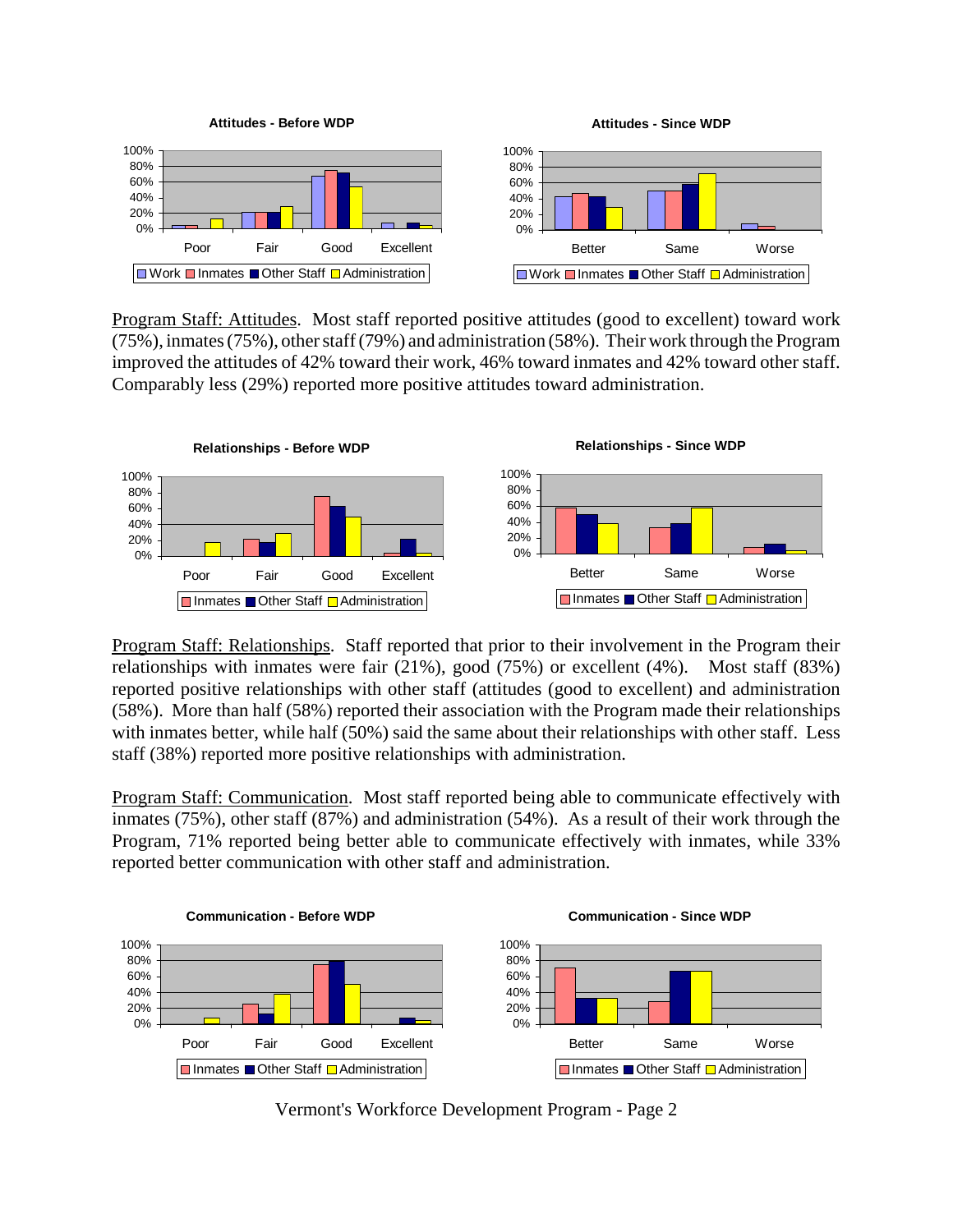**Attitudes - Before WDP**

100%
80%
60%
40%
20%
0%

Poor Fair Good Excellent

Work Inmates Other Staff Administration

**Attitudes - Since WDP**

100%
80%
60%
40%
20%
0%

Better Same Worse

Work Inmates Other Staff Administration

Program Staff: Attitudes. Most staff reported positive attitudes (good to excellent) toward work (75%), inmates (75%), other staff (79%) and administration (58%). Their work through the Program improved the attitudes of 42% toward their work, 46% toward inmates and 42% toward other staff. Comparably less (29%) reported more positive attitudes toward administration.

**Relationships - Before WDP**

100%
80%
60%
40%
20%
0%

Poor Fair Good Excellent

Inmates Other Staff Administration

**Relationships - Since WDP**

100%
80%
60%
40%
20%
0%

Better Same Worse

Inmates Other Staff Administration

Program Staff: Relationships. Staff reported that prior to their involvement in the Program their relationships with inmates were fair (21%), good (75%) or excellent (4%). Most staff (83%) reported positive relationships with other staff (attitudes (good to excellent) and administration (58%). More than half (58%) reported their association with the Program made their relationships with inmates better, while half (50%) said the same about their relationships with other staff. Less staff (38%) reported more positive relationships with administration.

Program Staff: Communication. Most staff reported being able to communicate effectively with inmates (75%), other staff (87%) and administration (54%). As a result of their work through the Program, 71% reported being better able to communicate effectively with inmates, while 33% reported better communication with other staff and administration.

**Communication - Before WDP**

100%
80%
60%
40%
20%
0%

Poor Fair Good Excellent

Inmates Other Staff Administration

**Communication - Since WDP**

100%
80%
60%
40%
20%
0%

Better Same Worse

Inmates Other Staff Administration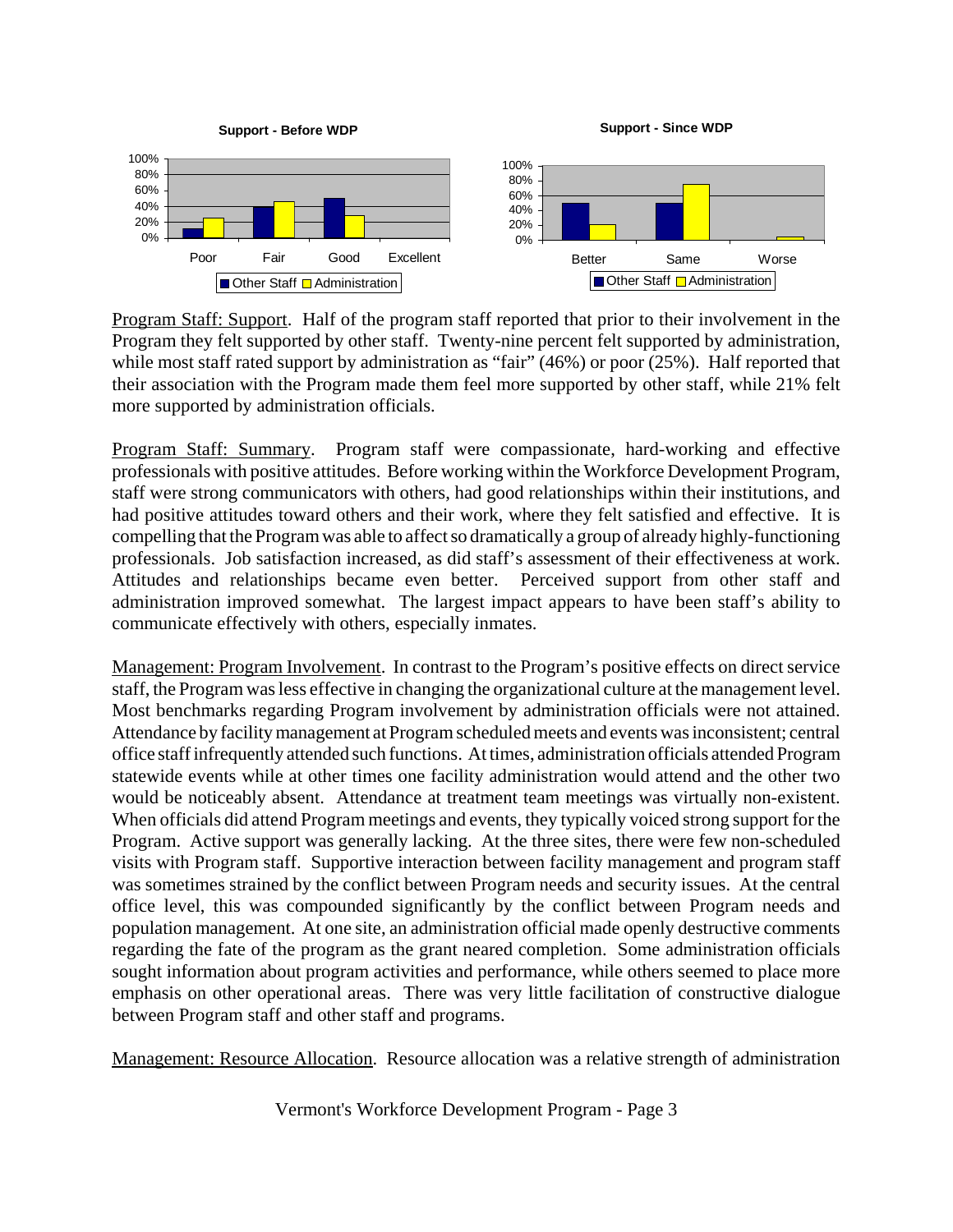**Support - Before WDP**

**Support - Since WDP**

Program Staff: Support. Half of the program staff reported that prior to their involvement in the Program they felt supported by other staff. Twenty-nine percent felt supported by administration, while most staff rated support by administration as "fair" (46%) or poor (25%). Half reported that their association with the Program made them feel more supported by other staff, while 21% felt more supported by administration officials.

Program Staff: Summary. Program staff were compassionate, hard-working and effective professionals with positive attitudes. Before working within the Workforce Development Program, staff were strong communicators with others, had good relationships within their institutions, and had positive attitudes toward others and their work, where they felt satisfied and effective. It is compelling that the Program was able to affect so dramatically a group of already highly-functioning professionals. Job satisfaction increased, as did staff's assessment of their effectiveness at work. Attitudes and relationships became even better. Perceived support from other staff and administration improved somewhat. The largest impact appears to have been staff's ability to communicate effectively with others, especially inmates.

Management: Program Involvement. In contrast to the Program's positive effects on direct service staff, the Program was less effective in changing the organizational culture at the management level. Most benchmarks regarding Program involvement by administration officials were not attained. Attendance by facility management at Program scheduled meets and events was inconsistent; central office staff infrequently attended such functions. At times, administration officials attended Program statewide events while at other times one facility administration would attend and the other two would be noticeably absent. Attendance at treatment team meetings was virtually non-existent. When officials did attend Program meetings and events, they typically voiced strong support for the Program. Active support was generally lacking. At the three sites, there were few non-scheduled visits with Program staff. Supportive interaction between facility management and program staff was sometimes strained by the conflict between Program needs and security issues. At the central office level, this was compounded significantly by the conflict between Program needs and population management. At one site, an administration official made openly destructive comments regarding the fate of the program as the grant neared completion. Some administration officials sought information about program activities and performance, while others seemed to place more emphasis on other operational areas. There was very little facilitation of constructive dialogue between Program staff and other staff and programs.

Management: Resource Allocation. Resource allocation was a relative strength of administration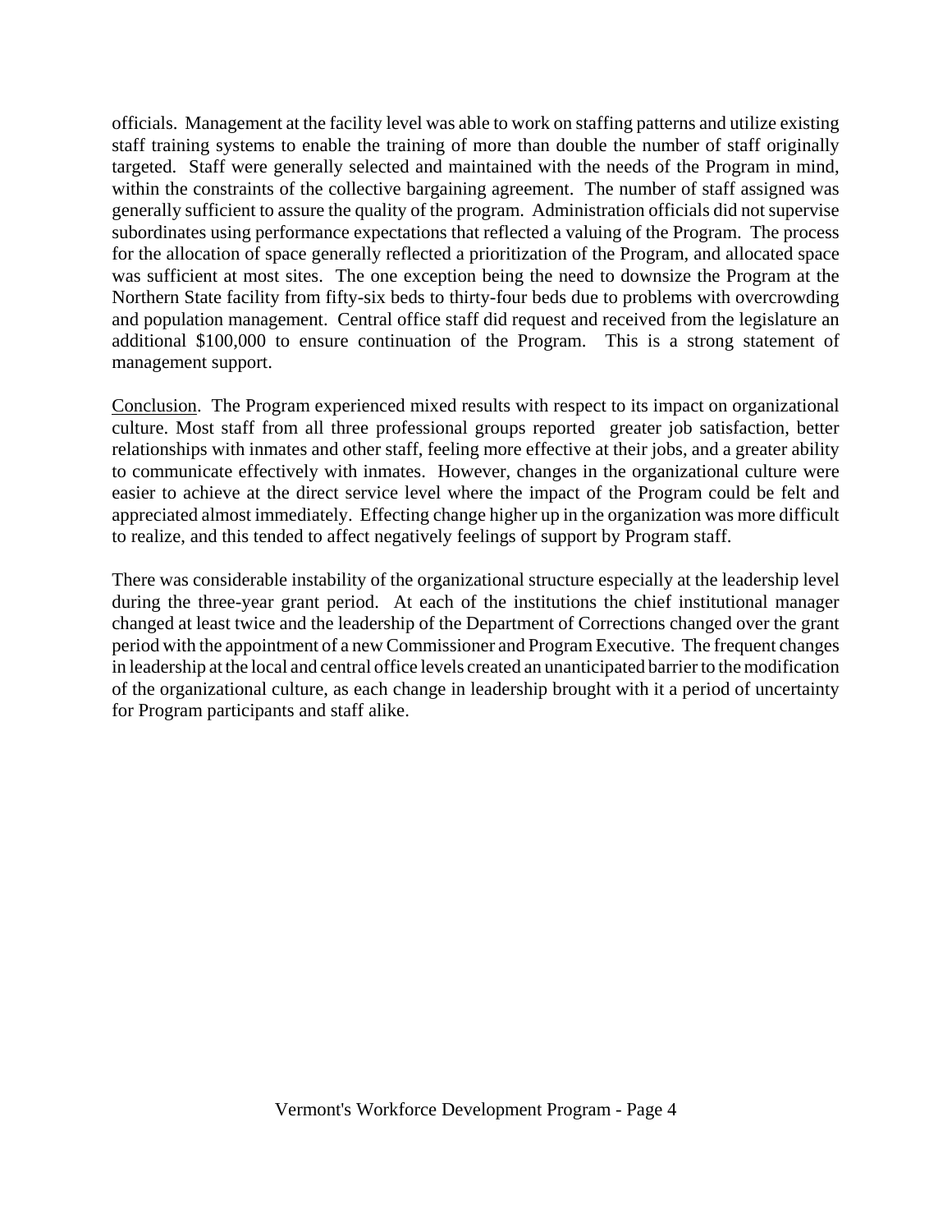officials. Management at the facility level was able to work on staffing patterns and utilize existing staff training systems to enable the training of more than double the number of staff originally targeted. Staff were generally selected and maintained with the needs of the Program in mind, within the constraints of the collective bargaining agreement. The number of staff assigned was generally sufficient to assure the quality of the program. Administration officials did not supervise subordinates using performance expectations that reflected a valuing of the Program. The process for the allocation of space generally reflected a prioritization of the Program, and allocated space was sufficient at most sites. The one exception being the need to downsize the Program at the Northern State facility from fifty-six beds to thirty-four beds due to problems with overcrowding and population management. Central office staff did request and received from the legislature an additional $100,000 to ensure continuation of the Program. This is a strong statement of management support.

<u>Conclusion</u>. The Program experienced mixed results with respect to its impact on organizational culture. Most staff from all three professional groups reported greater job satisfaction, better relationships with inmates and other staff, feeling more effective at their jobs, and a greater ability to communicate effectively with inmates. However, changes in the organizational culture were easier to achieve at the direct service level where the impact of the Program could be felt and appreciated almost immediately. Effecting change higher up in the organization was more difficult to realize, and this tended to affect negatively feelings of support by Program staff.

There was considerable instability of the organizational structure especially at the leadership level during the three-year grant period. At each of the institutions the chief institutional manager changed at least twice and the leadership of the Department of Corrections changed over the grant period with the appointment of a new Commissioner and Program Executive. The frequent changes in leadership at the local and central office levels created an unanticipated barrier to the modification of the organizational culture, as each change in leadership brought with it a period of uncertainty for Program participants and staff alike.